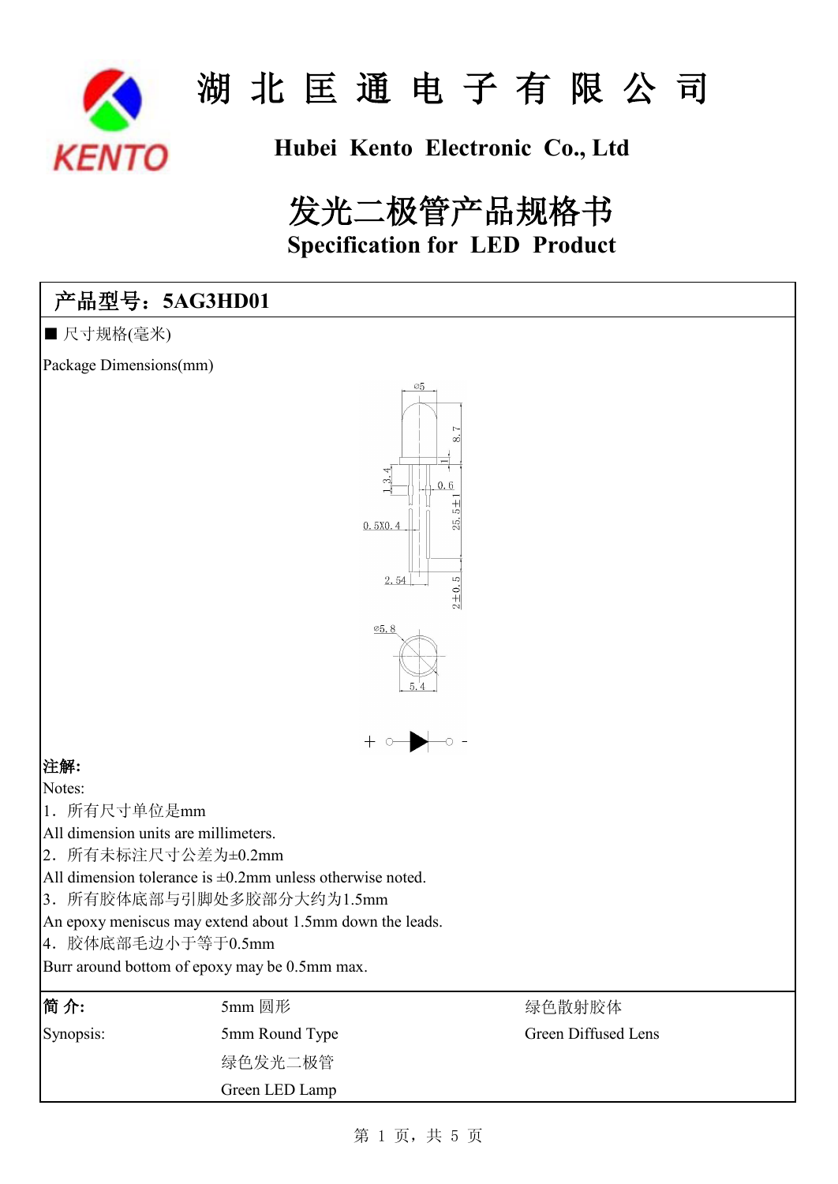# 湖 北 匡 通 电 子 有 限 公 司

## Hubei Kento Electronic Co., Ltd

# 发光二极管产品规格书

## Specification for LED Product

**产品型号：5AG3HD01**

■ 尺寸规格(毫米)

Package Dimensions(mm)

**注解:**

Notes:

1．所有尺寸单位是mm

All dimension units are millimeters.

2．所有未标注尺寸公差为±0.2mm

All dimension tolerance is ±0.2mm unless otherwise noted.

3．所有胶体底部与引脚处多胶部分大约为1.5mm

An epoxy meniscus may extend about 1.5mm down the leads.

4．胶体底部毛边小于等于0.5mm

Burr around bottom of epoxy may be 0.5mm max.

| **简 介:** | 5mm 圆形 | 绿色散射胶体 |
|---|---|---|
| Synopsis: | 5mm Round Type | Green Diffused Lens |
| | 绿色发光二极管 | |
| | Green LED Lamp | |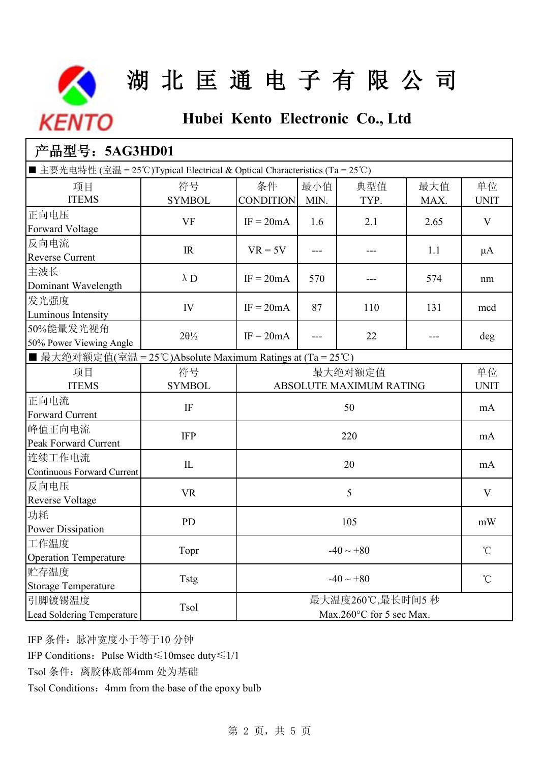# 湖 北 匡 通 电 子 有 限 公 司

## Hubei Kento Electronic Co., Ltd

## 产品型号：5AG3HD01

■ 主要光电特性 (室温 = 25℃)Typical Electrical & Optical Characteristics (Ta = 25℃)

| 项目<br>ITEMS | 符号<br>SYMBOL | 条件<br>CONDITION | 最小值<br>MIN. | 典型值<br>TYP. | 最大值<br>MAX. | 单位<br>UNIT |
|---|---|---|---|---|---|---|
| 正向电压<br>Forward Voltage | VF | IF = 20mA | 1.6 | 2.1 | 2.65 | V |
| 反向电流<br>Reverse Current | IR | VR = 5V | --- | --- | 1.1 | μA |
| 主波长<br>Dominant Wavelength | λD | IF = 20mA | 570 | --- | 574 | nm |
| 发光强度<br>Luminous Intensity | IV | IF = 20mA | 87 | 110 | 131 | mcd |
| 50%能量发光视角<br>50% Power Viewing Angle | 2θ½ | IF = 20mA | --- | 22 | --- | deg |

■ 最大绝对额定值(室温 = 25℃)Absolute Maximum Ratings at (Ta = 25℃)

| 项目<br>ITEMS | 符号<br>SYMBOL | 最大绝对额定值<br>ABSOLUTE MAXIMUM RATING | 单位<br>UNIT |
|---|---|---|---|
| 正向电流<br>Forward Current | IF | 50 | mA |
| 峰值正向电流<br>Peak Forward Current | IFP | 220 | mA |
| 连续工作电流<br>Continuous Forward Current | IL | 20 | mA |
| 反向电压<br>Reverse Voltage | VR | 5 | V |
| 功耗<br>Power Dissipation | PD | 105 | mW |
| 工作温度<br>Operation Temperature | Topr | -40 ~ +80 | ℃ |
| 贮存温度<br>Storage Temperature | Tstg | -40 ~ +80 | ℃ |
| 引脚镀锡温度<br>Lead Soldering Temperature | Tsol | 最大温度260℃,最长时间5 秒<br>Max.260°C for 5 sec Max. | |

IFP 条件：脉冲宽度小于等于10 分钟

IFP Conditions：Pulse Width≤10msec duty≤1/1

Tsol 条件：离胶体底部4mm 处为基础

Tsol Conditions：4mm from the base of the epoxy bulb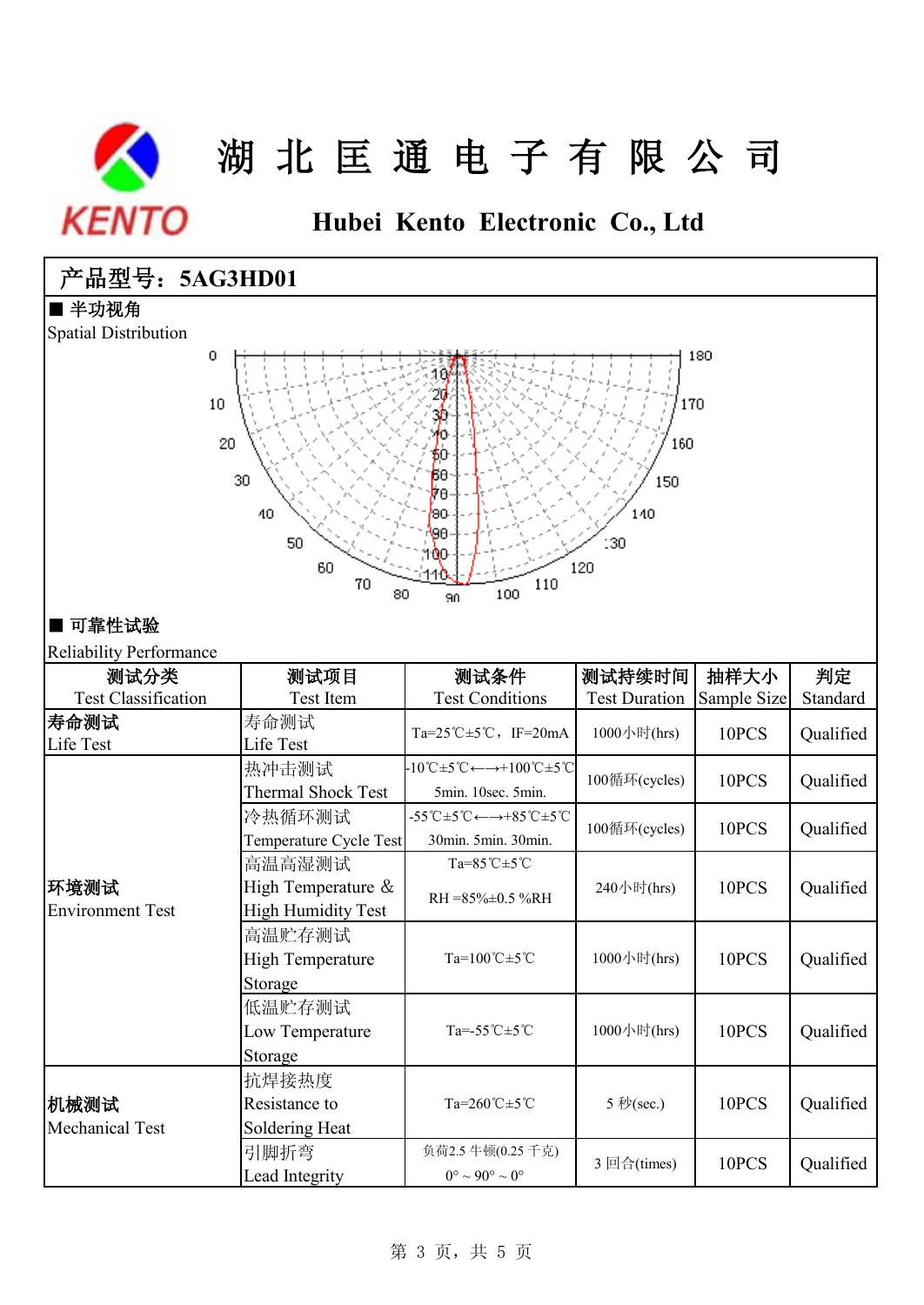# 湖 北 匡 通 电 子 有 限 公 司

## Hubei Kento Electronic Co., Ltd

**产品型号：5AG3HD01**

■ **半功视角**

Spatial Distribution

■ **可靠性试验**

Reliability Performance

| 测试分类<br>Test Classification | 测试项目<br>Test Item | 测试条件<br>Test Conditions | 测试持续时间<br>Test Duration | 抽样大小<br>Sample Size | 判定<br>Standard |
|---|---|---|---|---|---|
| **寿命测试**<br>Life Test | 寿命测试<br>Life Test | Ta=25℃±5℃，IF=20mA | 1000小时(hrs) | 10PCS | Qualified |
| **环境测试**<br>Environment Test | 热冲击测试<br>Thermal Shock Test | -10℃±5℃←→+100℃±5℃<br>5min. 10sec. 5min. | 100循环(cycles) | 10PCS | Qualified |
| | 冷热循环测试<br>Temperature Cycle Test | -55℃±5℃←→+85℃±5℃<br>30min. 5min. 30min. | 100循环(cycles) | 10PCS | Qualified |
| | 高温高湿测试<br>High Temperature & High Humidity Test | Ta=85℃±5℃<br>RH =85%±0.5 %RH | 240小时(hrs) | 10PCS | Qualified |
| | 高温贮存测试<br>High Temperature Storage | Ta=100℃±5℃ | 1000小时(hrs) | 10PCS | Qualified |
| | 低温贮存测试<br>Low Temperature Storage | Ta=-55℃±5℃ | 1000小时(hrs) | 10PCS | Qualified |
| **机械测试**<br>Mechanical Test | 抗焊接热度<br>Resistance to Soldering Heat | Ta=260℃±5℃ | 5 秒(sec.) | 10PCS | Qualified |
| | 引脚折弯<br>Lead Integrity | 负荷2.5 牛顿(0.25 千克)<br>0° ~ 90° ~ 0° | 3 回合(times) | 10PCS | Qualified |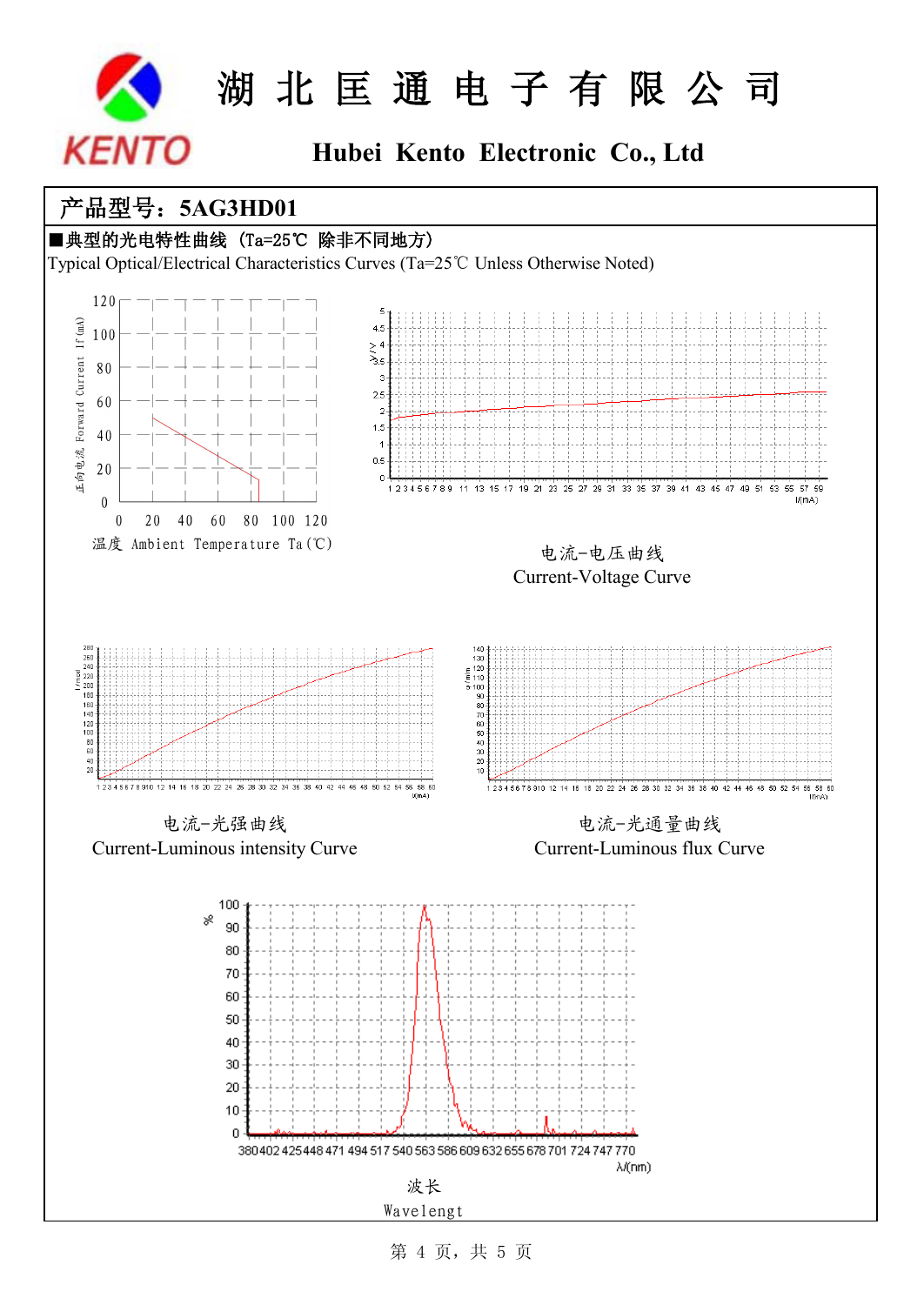# 湖北匡通电子有限公司

## Hubei Kento Electronic Co., Ltd

**产品型号：5AG3HD01**

■典型的光电特性曲线（Ta=25℃ 除非不同地方）

Typical Optical/Electrical Characteristics Curves (Ta=25℃ Unless Otherwise Noted)

正向电流 Forward Current If (mA)

温度 Ambient Temperature Ta(℃)

电流-电压曲线

Current-Voltage Curve

电流-光强曲线

Current-Luminous intensity Curve

电流-光通量曲线

Current-Luminous flux Curve

波长

Wavelengt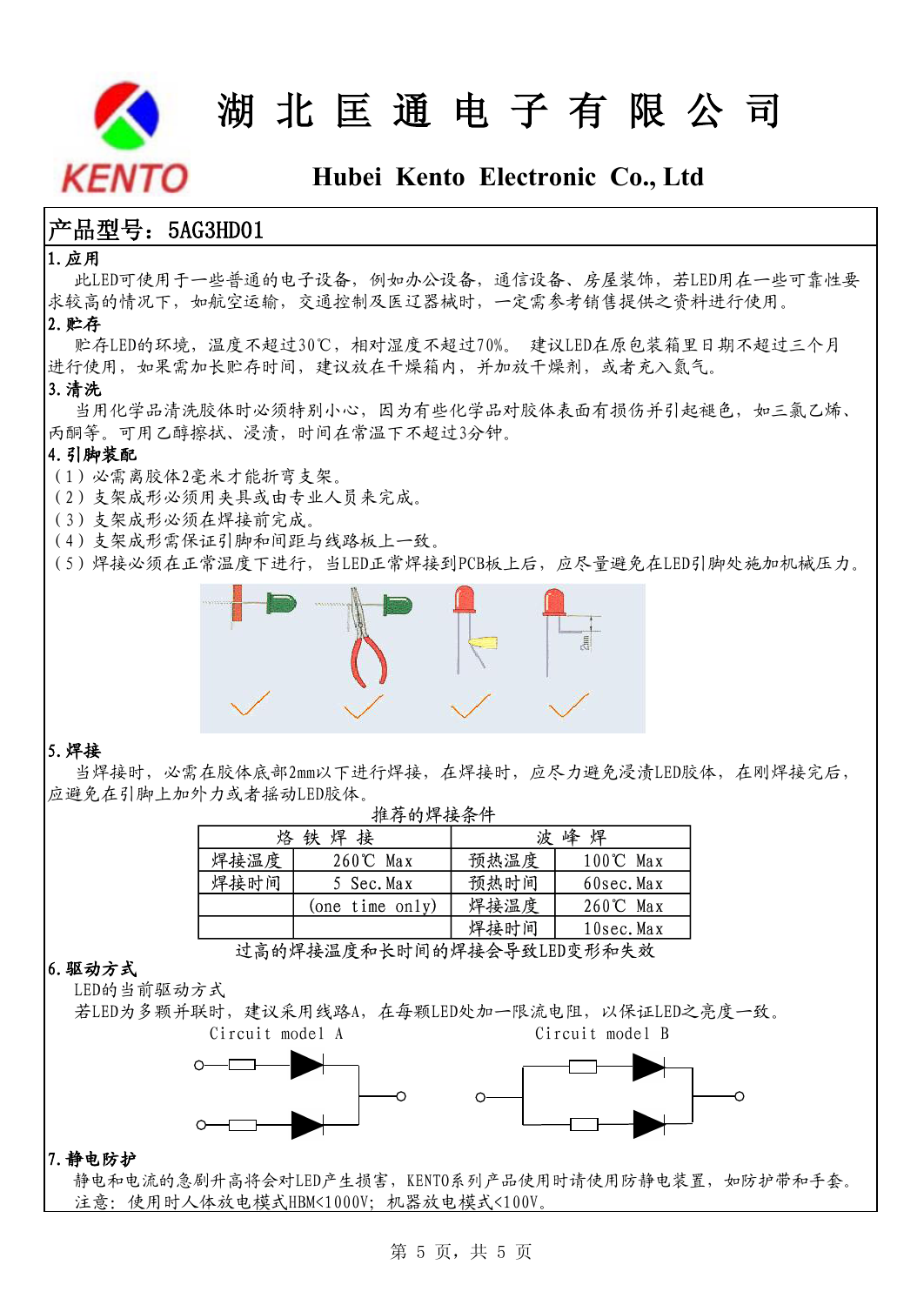# 湖北匡通电子有限公司

## Hubei Kento Electronic Co., Ltd

## 产品型号：5AG3HD01

**1. 应用**

此LED可使用于一些普通的电子设备，例如办公设备，通信设备、房屋装饰，若LED用在一些可靠性要求较高的情况下，如航空运输，交通控制及医辽器械时，一定需参考销售提供之资料进行使用。

**2. 贮存**

贮存LED的环境，温度不超过30℃，相对湿度不超过70%。 建议LED在原包装箱里日期不超过三个月进行使用，如果需加长贮存时间，建议放在干燥箱内，并加放干燥剂，或者充入氮气。

**3. 清洗**

当用化学品清洗胶体时必须特别小心，因为有些化学品对胶体表面有损伤并引起褪色，如三氯乙烯、丙酮等。可用乙醇擦拭、浸渍，时间在常温下不超过3分钟。

**4. 引脚装配**

（1）必需离胶体2毫米才能折弯支架。
（2）支架成形必须用夹具或由专业人员来完成。
（3）支架成形必须在焊接前完成。
（4）支架成形需保证引脚和间距与线路板上一致。
（5）焊接必须在正常温度下进行，当LED正常焊接到PCB板上后，应尽量避免在LED引脚处施加机械压力。

2mm

**5. 焊接**

当焊接时，必需在胶体底部2mm以下进行焊接，在焊接时，应尽力避免浸渍LED胶体，在刚焊接完后，应避免在引脚上加外力或者摇动LED胶体。

推荐的焊接条件

| 烙铁焊接 | | 波峰焊 | |
|---|---|---|---|
| 焊接温度 | 260℃ Max | 预热温度 | 100℃ Max |
| 焊接时间 | 5 Sec.Max | 预热时间 | 60sec.Max |
| | (one time only) | 焊接温度 | 260℃ Max |
| | | 焊接时间 | 10sec.Max |

过高的焊接温度和长时间的焊接会导致LED变形和失效

**6. 驱动方式**

LED的当前驱动方式

若LED为多颗并联时，建议采用线路A，在每颗LED处加一限流电阻，以保证LED之亮度一致。

Circuit model A　　　　Circuit model B

**7. 静电防护**

静电和电流的急剧升高将会对LED产生损害，KENTO系列产品使用时请使用防静电装置，如防护带和手套。
注意：使用时人体放电模式HBM<1000V；机器放电模式<100V。